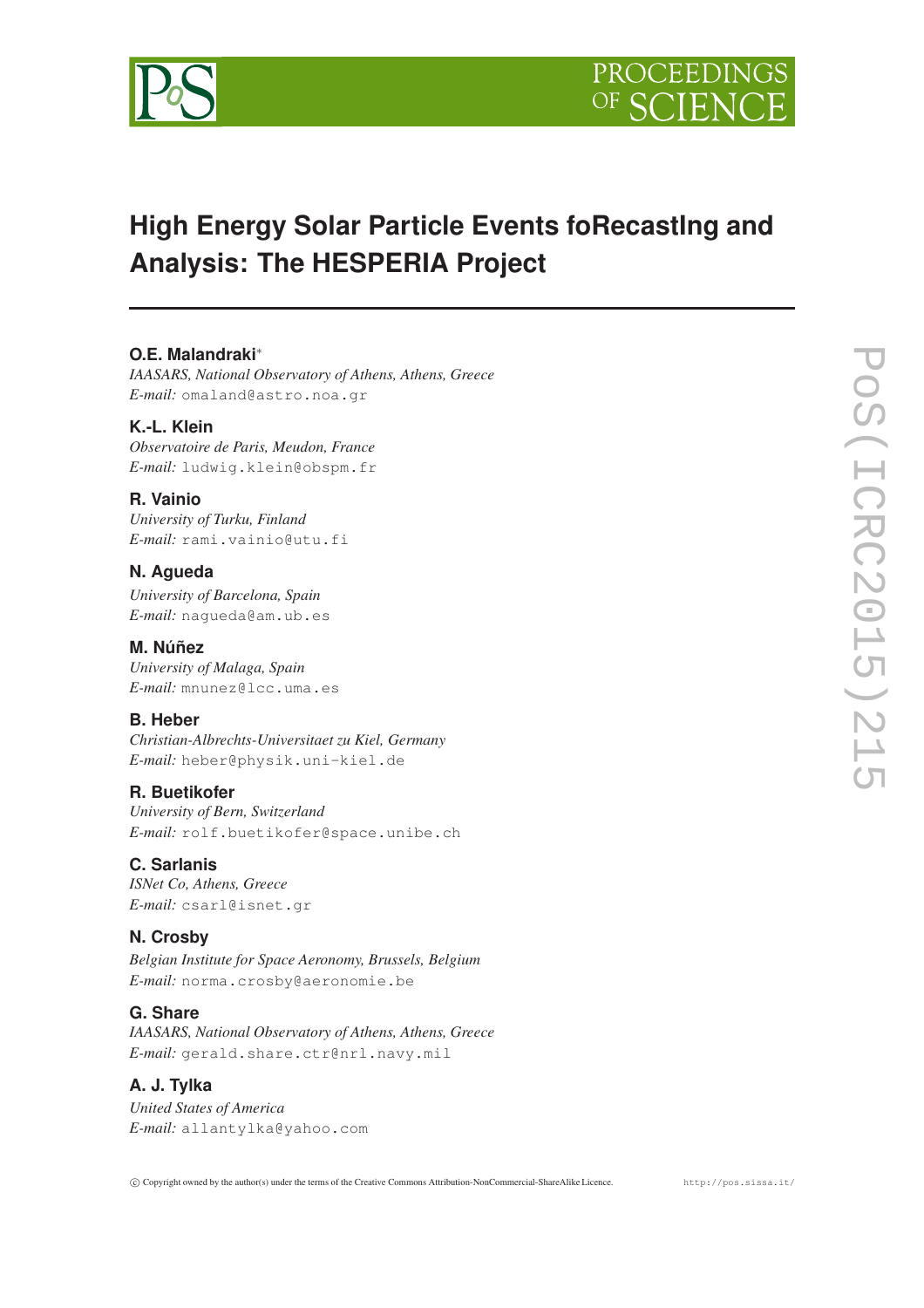# High Energy Solar Particle Events foRecastIng and Analysis: The HESPERIA Project

**O.E. Malandraki***
*IAASARS, National Observatory of Athens, Athens, Greece*
*E-mail:* omaland@astro.noa.gr

**K.-L. Klein**
*Observatoire de Paris, Meudon, France*
*E-mail:* ludwig.klein@obspm.fr

**R. Vainio**
*University of Turku, Finland*
*E-mail:* rami.vainio@utu.fi

**N. Agueda**
*University of Barcelona, Spain*
*E-mail:* nagueda@am.ub.es

**M. Núñez**
*University of Malaga, Spain*
*E-mail:* mnunez@lcc.uma.es

**B. Heber**
*Christian-Albrechts-Universitaet zu Kiel, Germany*
*E-mail:* heber@physik.uni-kiel.de

**R. Buetikofer**
*University of Bern, Switzerland*
*E-mail:* rolf.buetikofer@space.unibe.ch

**C. Sarlanis**
*ISNet Co, Athens, Greece*
*E-mail:* csarl@isnet.gr

**N. Crosby**
*Belgian Institute for Space Aeronomy, Brussels, Belgium*
*E-mail:* norma.crosby@aeronomie.be

**G. Share**
*IAASARS, National Observatory of Athens, Athens, Greece*
*E-mail:* gerald.share.ctr@nrl.navy.mil

**A. J. Tylka**
*United States of America*
*E-mail:* allantylka@yahoo.com

© Copyright owned by the author(s) under the terms of the Creative Commons Attribution-NonCommercial-ShareAlike Licence. http://pos.sissa.it/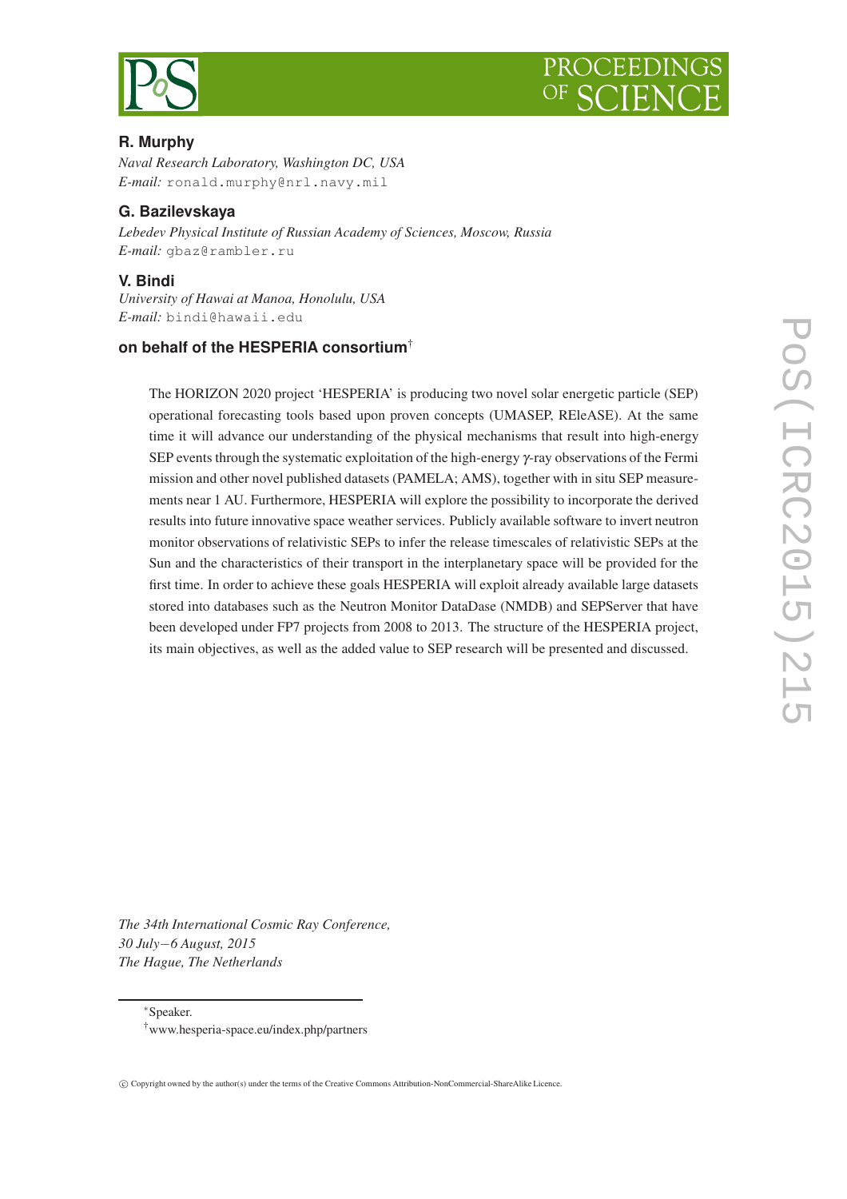**R. Murphy**

*Naval Research Laboratory, Washington DC, USA*
*E-mail:* ronald.murphy@nrl.navy.mil

**G. Bazilevskaya**

*Lebedev Physical Institute of Russian Academy of Sciences, Moscow, Russia*
*E-mail:* gbaz@rambler.ru

**V. Bindi**

*University of Hawai at Manoa, Honolulu, USA*
*E-mail:* bindi@hawaii.edu

**on behalf of the HESPERIA consortium**[†]

The HORIZON 2020 project 'HESPERIA' is producing two novel solar energetic particle (SEP) operational forecasting tools based upon proven concepts (UMASEP, REleASE). At the same time it will advance our understanding of the physical mechanisms that result into high-energy SEP events through the systematic exploitation of the high-energy $\gamma$-ray observations of the Fermi mission and other novel published datasets (PAMELA; AMS), together with in situ SEP measurements near 1 AU. Furthermore, HESPERIA will explore the possibility to incorporate the derived results into future innovative space weather services. Publicly available software to invert neutron monitor observations of relativistic SEPs to infer the release timescales of relativistic SEPs at the Sun and the characteristics of their transport in the interplanetary space will be provided for the first time. In order to achieve these goals HESPERIA will exploit already available large datasets stored into databases such as the Neutron Monitor DataDase (NMDB) and SEPServer that have been developed under FP7 projects from 2008 to 2013. The structure of the HESPERIA project, its main objectives, as well as the added value to SEP research will be presented and discussed.

*The 34th International Cosmic Ray Conference,*
*30 July−6 August, 2015*
*The Hague, The Netherlands*

[*]Speaker.
[†]www.hesperia-space.eu/index.php/partners

© Copyright owned by the author(s) under the terms of the Creative Commons Attribution-NonCommercial-ShareAlike Licence.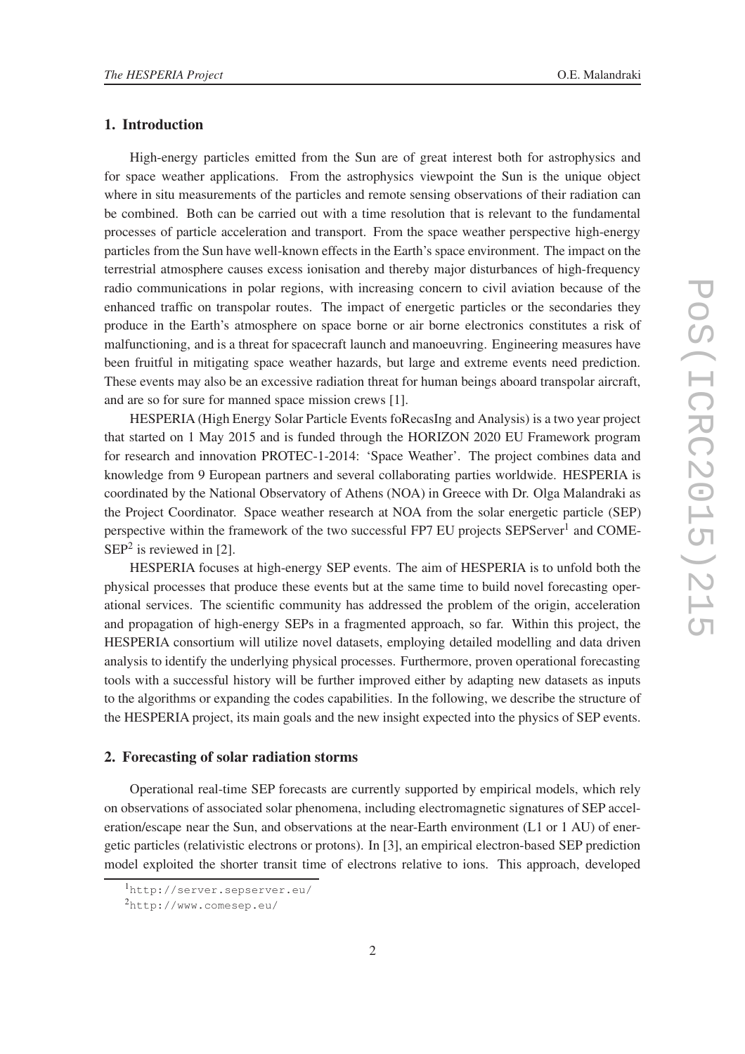## 1. Introduction

High-energy particles emitted from the Sun are of great interest both for astrophysics and for space weather applications. From the astrophysics viewpoint the Sun is the unique object where in situ measurements of the particles and remote sensing observations of their radiation can be combined. Both can be carried out with a time resolution that is relevant to the fundamental processes of particle acceleration and transport. From the space weather perspective high-energy particles from the Sun have well-known effects in the Earth's space environment. The impact on the terrestrial atmosphere causes excess ionisation and thereby major disturbances of high-frequency radio communications in polar regions, with increasing concern to civil aviation because of the enhanced traffic on transpolar routes. The impact of energetic particles or the secondaries they produce in the Earth's atmosphere on space borne or air borne electronics constitutes a risk of malfunctioning, and is a threat for spacecraft launch and manoeuvring. Engineering measures have been fruitful in mitigating space weather hazards, but large and extreme events need prediction. These events may also be an excessive radiation threat for human beings aboard transpolar aircraft, and are so for sure for manned space mission crews [1].

HESPERIA (High Energy Solar Particle Events foRecasIng and Analysis) is a two year project that started on 1 May 2015 and is funded through the HORIZON 2020 EU Framework program for research and innovation PROTEC-1-2014: 'Space Weather'. The project combines data and knowledge from 9 European partners and several collaborating parties worldwide. HESPERIA is coordinated by the National Observatory of Athens (NOA) in Greece with Dr. Olga Malandraki as the Project Coordinator. Space weather research at NOA from the solar energetic particle (SEP) perspective within the framework of the two successful FP7 EU projects SEPServer[1] and COMESEP[2] is reviewed in [2].

HESPERIA focuses at high-energy SEP events. The aim of HESPERIA is to unfold both the physical processes that produce these events but at the same time to build novel forecasting operational services. The scientific community has addressed the problem of the origin, acceleration and propagation of high-energy SEPs in a fragmented approach, so far. Within this project, the HESPERIA consortium will utilize novel datasets, employing detailed modelling and data driven analysis to identify the underlying physical processes. Furthermore, proven operational forecasting tools with a successful history will be further improved either by adapting new datasets as inputs to the algorithms or expanding the codes capabilities. In the following, we describe the structure of the HESPERIA project, its main goals and the new insight expected into the physics of SEP events.

## 2. Forecasting of solar radiation storms

Operational real-time SEP forecasts are currently supported by empirical models, which rely on observations of associated solar phenomena, including electromagnetic signatures of SEP acceleration/escape near the Sun, and observations at the near-Earth environment (L1 or 1 AU) of energetic particles (relativistic electrons or protons). In [3], an empirical electron-based SEP prediction model exploited the shorter transit time of electrons relative to ions. This approach, developed

[1] http://server.sepserver.eu/

[2] http://www.comesep.eu/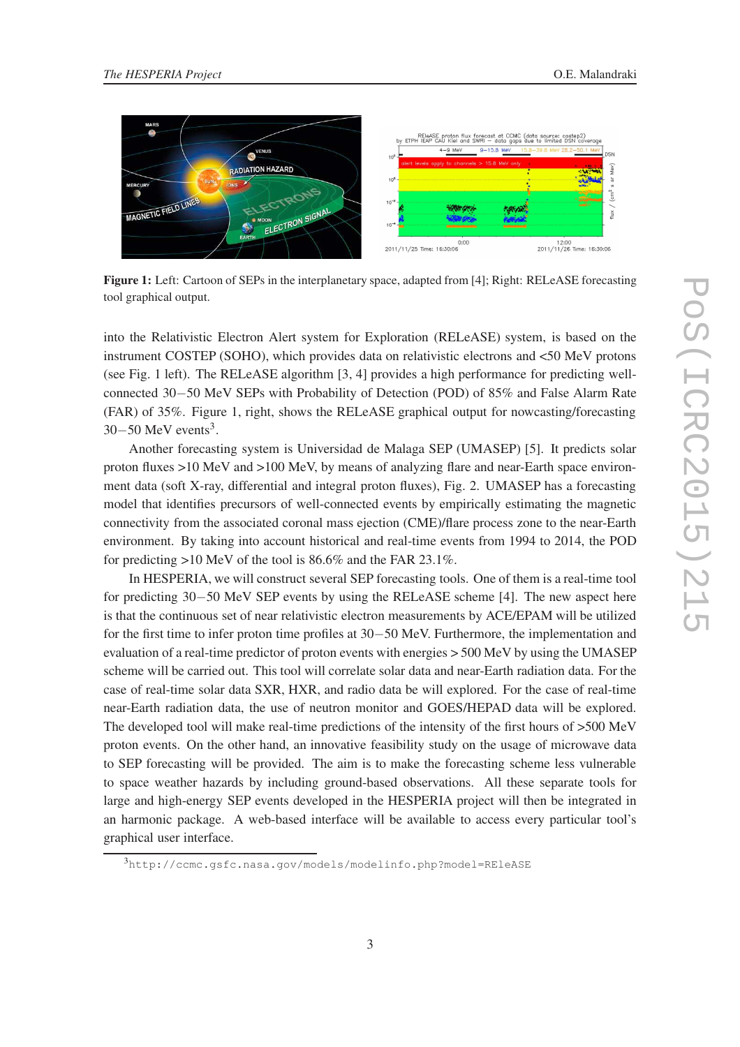**Figure 1:** Left: Cartoon of SEPs in the interplanetary space, adapted from [4]; Right: RELeASE forecasting tool graphical output.

into the Relativistic Electron Alert system for Exploration (RELeASE) system, is based on the instrument COSTEP (SOHO), which provides data on relativistic electrons and <50 MeV protons (see Fig. 1 left). The RELeASE algorithm [3, 4] provides a high performance for predicting well-connected 30−50 MeV SEPs with Probability of Detection (POD) of 85% and False Alarm Rate (FAR) of 35%. Figure 1, right, shows the RELeASE graphical output for nowcasting/forecasting 30−50 MeV events[3].

Another forecasting system is Universidad de Malaga SEP (UMASEP) [5]. It predicts solar proton fluxes >10 MeV and >100 MeV, by means of analyzing flare and near-Earth space environment data (soft X-ray, differential and integral proton fluxes), Fig. 2. UMASEP has a forecasting model that identifies precursors of well-connected events by empirically estimating the magnetic connectivity from the associated coronal mass ejection (CME)/flare process zone to the near-Earth environment. By taking into account historical and real-time events from 1994 to 2014, the POD for predicting >10 MeV of the tool is 86.6% and the FAR 23.1%.

In HESPERIA, we will construct several SEP forecasting tools. One of them is a real-time tool for predicting 30−50 MeV SEP events by using the RELeASE scheme [4]. The new aspect here is that the continuous set of near relativistic electron measurements by ACE/EPAM will be utilized for the first time to infer proton time profiles at 30−50 MeV. Furthermore, the implementation and evaluation of a real-time predictor of proton events with energies > 500 MeV by using the UMASEP scheme will be carried out. This tool will correlate solar data and near-Earth radiation data. For the case of real-time solar data SXR, HXR, and radio data be will explored. For the case of real-time near-Earth radiation data, the use of neutron monitor and GOES/HEPAD data will be explored. The developed tool will make real-time predictions of the intensity of the first hours of >500 MeV proton events. On the other hand, an innovative feasibility study on the usage of microwave data to SEP forecasting will be provided. The aim is to make the forecasting scheme less vulnerable to space weather hazards by including ground-based observations. All these separate tools for large and high-energy SEP events developed in the HESPERIA project will then be integrated in an harmonic package. A web-based interface will be available to access every particular tool's graphical user interface.

[3] `http://ccmc.gsfc.nasa.gov/models/modelinfo.php?model=REleASE`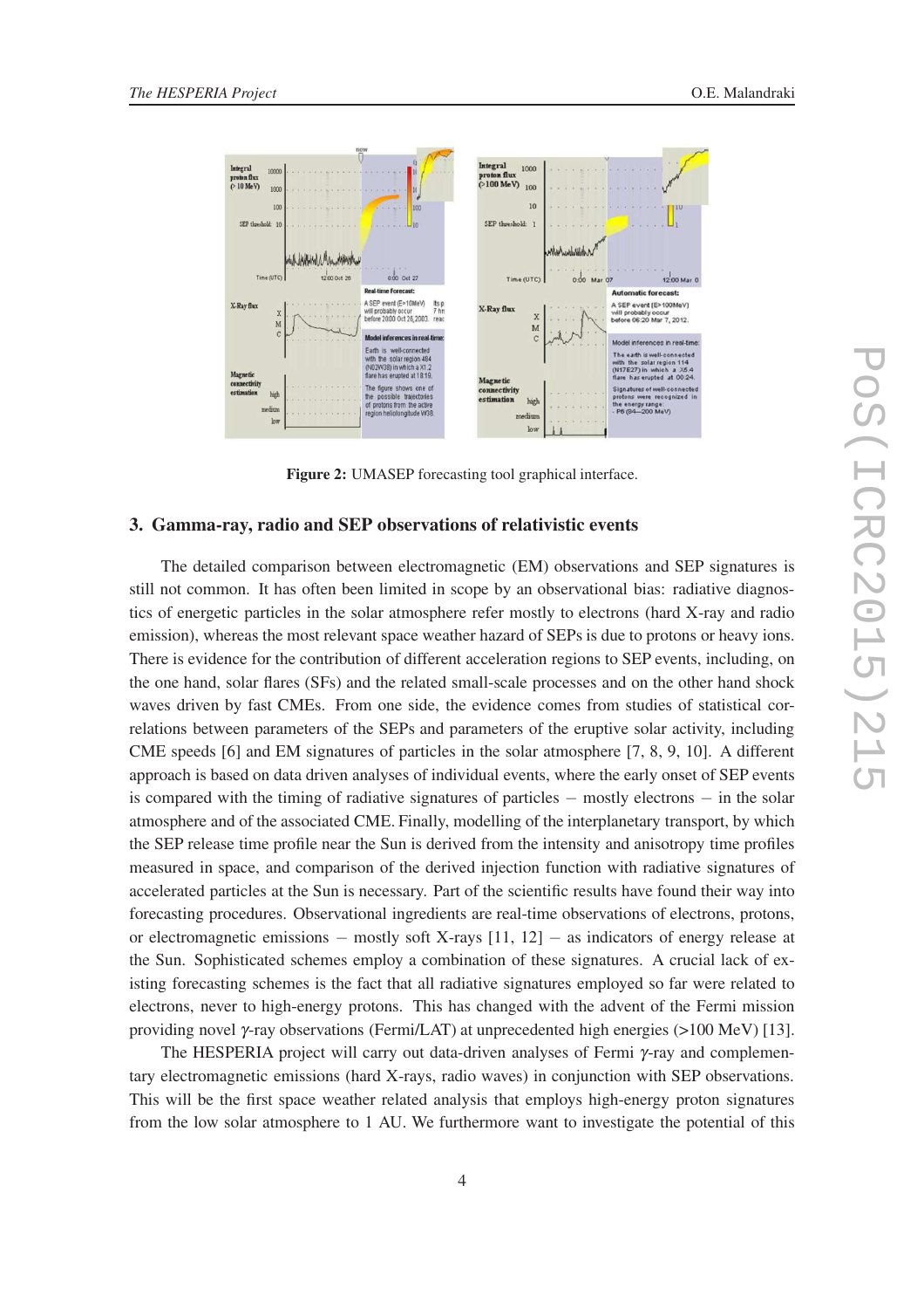**Figure 2:** UMASEP forecasting tool graphical interface.

## 3. Gamma-ray, radio and SEP observations of relativistic events

The detailed comparison between electromagnetic (EM) observations and SEP signatures is still not common. It has often been limited in scope by an observational bias: radiative diagnostics of energetic particles in the solar atmosphere refer mostly to electrons (hard X-ray and radio emission), whereas the most relevant space weather hazard of SEPs is due to protons or heavy ions. There is evidence for the contribution of different acceleration regions to SEP events, including, on the one hand, solar flares (SFs) and the related small-scale processes and on the other hand shock waves driven by fast CMEs. From one side, the evidence comes from studies of statistical correlations between parameters of the SEPs and parameters of the eruptive solar activity, including CME speeds [6] and EM signatures of particles in the solar atmosphere [7, 8, 9, 10]. A different approach is based on data driven analyses of individual events, where the early onset of SEP events is compared with the timing of radiative signatures of particles – mostly electrons – in the solar atmosphere and of the associated CME. Finally, modelling of the interplanetary transport, by which the SEP release time profile near the Sun is derived from the intensity and anisotropy time profiles measured in space, and comparison of the derived injection function with radiative signatures of accelerated particles at the Sun is necessary. Part of the scientific results have found their way into forecasting procedures. Observational ingredients are real-time observations of electrons, protons, or electromagnetic emissions – mostly soft X-rays [11, 12] – as indicators of energy release at the Sun. Sophisticated schemes employ a combination of these signatures. A crucial lack of existing forecasting schemes is the fact that all radiative signatures employed so far were related to electrons, never to high-energy protons. This has changed with the advent of the Fermi mission providing novel $\gamma$-ray observations (Fermi/LAT) at unprecedented high energies (>100 MeV) [13].

The HESPERIA project will carry out data-driven analyses of Fermi $\gamma$-ray and complementary electromagnetic emissions (hard X-rays, radio waves) in conjunction with SEP observations. This will be the first space weather related analysis that employs high-energy proton signatures from the low solar atmosphere to 1 AU. We furthermore want to investigate the potential of this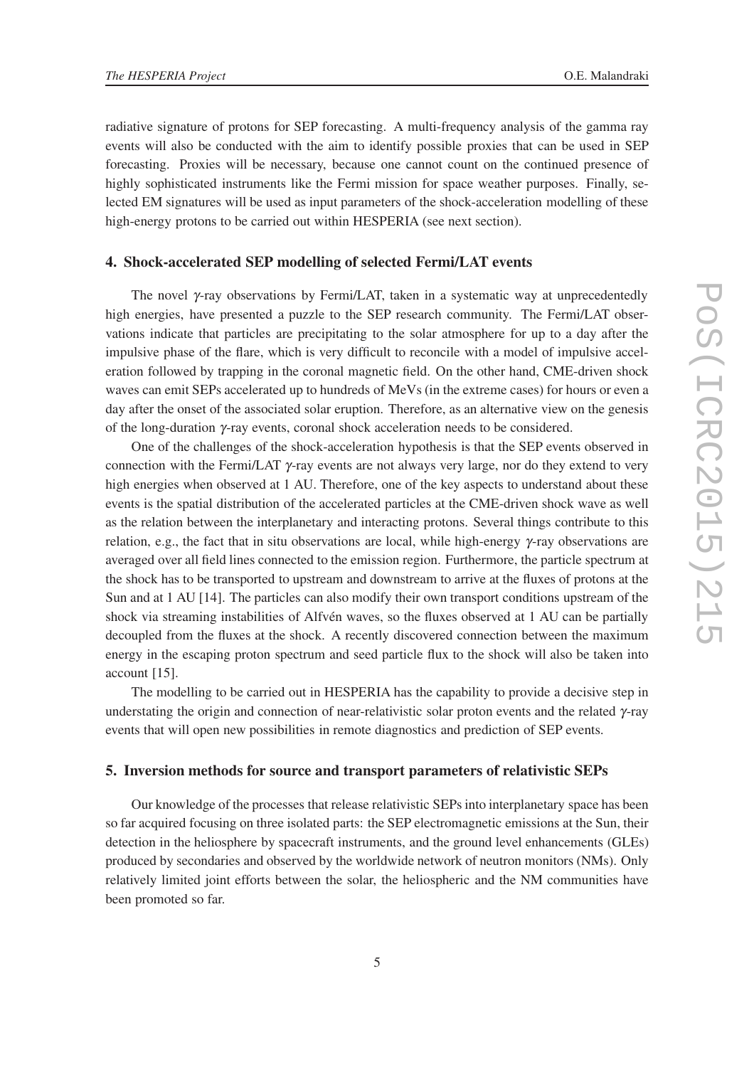radiative signature of protons for SEP forecasting. A multi-frequency analysis of the gamma ray events will also be conducted with the aim to identify possible proxies that can be used in SEP forecasting. Proxies will be necessary, because one cannot count on the continued presence of highly sophisticated instruments like the Fermi mission for space weather purposes. Finally, selected EM signatures will be used as input parameters of the shock-acceleration modelling of these high-energy protons to be carried out within HESPERIA (see next section).

## 4. Shock-accelerated SEP modelling of selected Fermi/LAT events

The novel $\gamma$-ray observations by Fermi/LAT, taken in a systematic way at unprecedentedly high energies, have presented a puzzle to the SEP research community. The Fermi/LAT observations indicate that particles are precipitating to the solar atmosphere for up to a day after the impulsive phase of the flare, which is very difficult to reconcile with a model of impulsive acceleration followed by trapping in the coronal magnetic field. On the other hand, CME-driven shock waves can emit SEPs accelerated up to hundreds of MeVs (in the extreme cases) for hours or even a day after the onset of the associated solar eruption. Therefore, as an alternative view on the genesis of the long-duration $\gamma$-ray events, coronal shock acceleration needs to be considered.

One of the challenges of the shock-acceleration hypothesis is that the SEP events observed in connection with the Fermi/LAT $\gamma$-ray events are not always very large, nor do they extend to very high energies when observed at 1 AU. Therefore, one of the key aspects to understand about these events is the spatial distribution of the accelerated particles at the CME-driven shock wave as well as the relation between the interplanetary and interacting protons. Several things contribute to this relation, e.g., the fact that in situ observations are local, while high-energy $\gamma$-ray observations are averaged over all field lines connected to the emission region. Furthermore, the particle spectrum at the shock has to be transported to upstream and downstream to arrive at the fluxes of protons at the Sun and at 1 AU [14]. The particles can also modify their own transport conditions upstream of the shock via streaming instabilities of Alfvén waves, so the fluxes observed at 1 AU can be partially decoupled from the fluxes at the shock. A recently discovered connection between the maximum energy in the escaping proton spectrum and seed particle flux to the shock will also be taken into account [15].

The modelling to be carried out in HESPERIA has the capability to provide a decisive step in understating the origin and connection of near-relativistic solar proton events and the related $\gamma$-ray events that will open new possibilities in remote diagnostics and prediction of SEP events.

## 5. Inversion methods for source and transport parameters of relativistic SEPs

Our knowledge of the processes that release relativistic SEPs into interplanetary space has been so far acquired focusing on three isolated parts: the SEP electromagnetic emissions at the Sun, their detection in the heliosphere by spacecraft instruments, and the ground level enhancements (GLEs) produced by secondaries and observed by the worldwide network of neutron monitors (NMs). Only relatively limited joint efforts between the solar, the heliospheric and the NM communities have been promoted so far.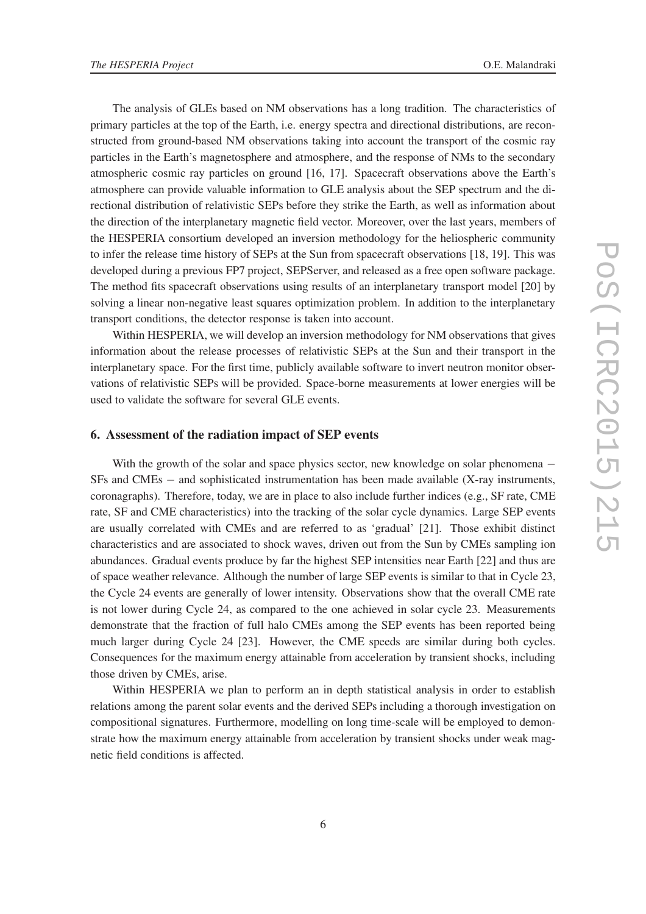The analysis of GLEs based on NM observations has a long tradition. The characteristics of primary particles at the top of the Earth, i.e. energy spectra and directional distributions, are reconstructed from ground-based NM observations taking into account the transport of the cosmic ray particles in the Earth's magnetosphere and atmosphere, and the response of NMs to the secondary atmospheric cosmic ray particles on ground [16, 17]. Spacecraft observations above the Earth's atmosphere can provide valuable information to GLE analysis about the SEP spectrum and the directional distribution of relativistic SEPs before they strike the Earth, as well as information about the direction of the interplanetary magnetic field vector. Moreover, over the last years, members of the HESPERIA consortium developed an inversion methodology for the heliospheric community to infer the release time history of SEPs at the Sun from spacecraft observations [18, 19]. This was developed during a previous FP7 project, SEPServer, and released as a free open software package. The method fits spacecraft observations using results of an interplanetary transport model [20] by solving a linear non-negative least squares optimization problem. In addition to the interplanetary transport conditions, the detector response is taken into account.

Within HESPERIA, we will develop an inversion methodology for NM observations that gives information about the release processes of relativistic SEPs at the Sun and their transport in the interplanetary space. For the first time, publicly available software to invert neutron monitor observations of relativistic SEPs will be provided. Space-borne measurements at lower energies will be used to validate the software for several GLE events.

## 6. Assessment of the radiation impact of SEP events

With the growth of the solar and space physics sector, new knowledge on solar phenomena − SFs and CMEs − and sophisticated instrumentation has been made available (X-ray instruments, coronagraphs). Therefore, today, we are in place to also include further indices (e.g., SF rate, CME rate, SF and CME characteristics) into the tracking of the solar cycle dynamics. Large SEP events are usually correlated with CMEs and are referred to as 'gradual' [21]. Those exhibit distinct characteristics and are associated to shock waves, driven out from the Sun by CMEs sampling ion abundances. Gradual events produce by far the highest SEP intensities near Earth [22] and thus are of space weather relevance. Although the number of large SEP events is similar to that in Cycle 23, the Cycle 24 events are generally of lower intensity. Observations show that the overall CME rate is not lower during Cycle 24, as compared to the one achieved in solar cycle 23. Measurements demonstrate that the fraction of full halo CMEs among the SEP events has been reported being much larger during Cycle 24 [23]. However, the CME speeds are similar during both cycles. Consequences for the maximum energy attainable from acceleration by transient shocks, including those driven by CMEs, arise.

Within HESPERIA we plan to perform an in depth statistical analysis in order to establish relations among the parent solar events and the derived SEPs including a thorough investigation on compositional signatures. Furthermore, modelling on long time-scale will be employed to demonstrate how the maximum energy attainable from acceleration by transient shocks under weak magnetic field conditions is affected.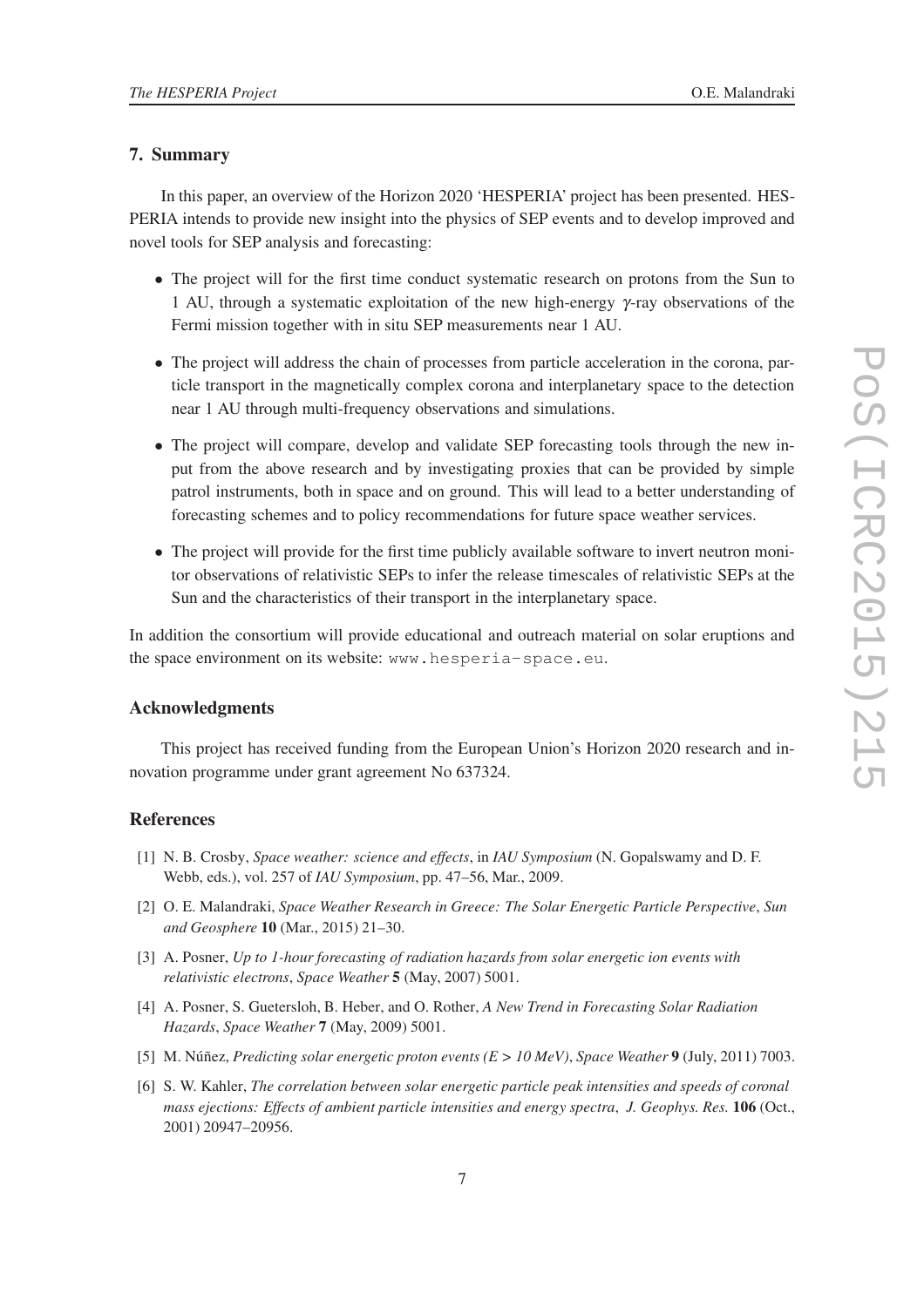## 7. Summary

In this paper, an overview of the Horizon 2020 'HESPERIA' project has been presented. HESPERIA intends to provide new insight into the physics of SEP events and to develop improved and novel tools for SEP analysis and forecasting:

- The project will for the first time conduct systematic research on protons from the Sun to 1 AU, through a systematic exploitation of the new high-energy $\gamma$-ray observations of the Fermi mission together with in situ SEP measurements near 1 AU.
- The project will address the chain of processes from particle acceleration in the corona, particle transport in the magnetically complex corona and interplanetary space to the detection near 1 AU through multi-frequency observations and simulations.
- The project will compare, develop and validate SEP forecasting tools through the new input from the above research and by investigating proxies that can be provided by simple patrol instruments, both in space and on ground. This will lead to a better understanding of forecasting schemes and to policy recommendations for future space weather services.
- The project will provide for the first time publicly available software to invert neutron monitor observations of relativistic SEPs to infer the release timescales of relativistic SEPs at the Sun and the characteristics of their transport in the interplanetary space.

In addition the consortium will provide educational and outreach material on solar eruptions and the space environment on its website: `www.hesperia-space.eu`.

### Acknowledgments

This project has received funding from the European Union's Horizon 2020 research and innovation programme under grant agreement No 637324.

### References

[1] N. B. Crosby, *Space weather: science and effects*, in *IAU Symposium* (N. Gopalswamy and D. F. Webb, eds.), vol. 257 of *IAU Symposium*, pp. 47–56, Mar., 2009.

[2] O. E. Malandraki, *Space Weather Research in Greece: The Solar Energetic Particle Perspective*, *Sun and Geosphere* **10** (Mar., 2015) 21–30.

[3] A. Posner, *Up to 1-hour forecasting of radiation hazards from solar energetic ion events with relativistic electrons*, *Space Weather* **5** (May, 2007) 5001.

[4] A. Posner, S. Guetersloh, B. Heber, and O. Rother, *A New Trend in Forecasting Solar Radiation Hazards*, *Space Weather* **7** (May, 2009) 5001.

[5] M. Núñez, *Predicting solar energetic proton events (E > 10 MeV)*, *Space Weather* **9** (July, 2011) 7003.

[6] S. W. Kahler, *The correlation between solar energetic particle peak intensities and speeds of coronal mass ejections: Effects of ambient particle intensities and energy spectra*, *J. Geophys. Res.* **106** (Oct., 2001) 20947–20956.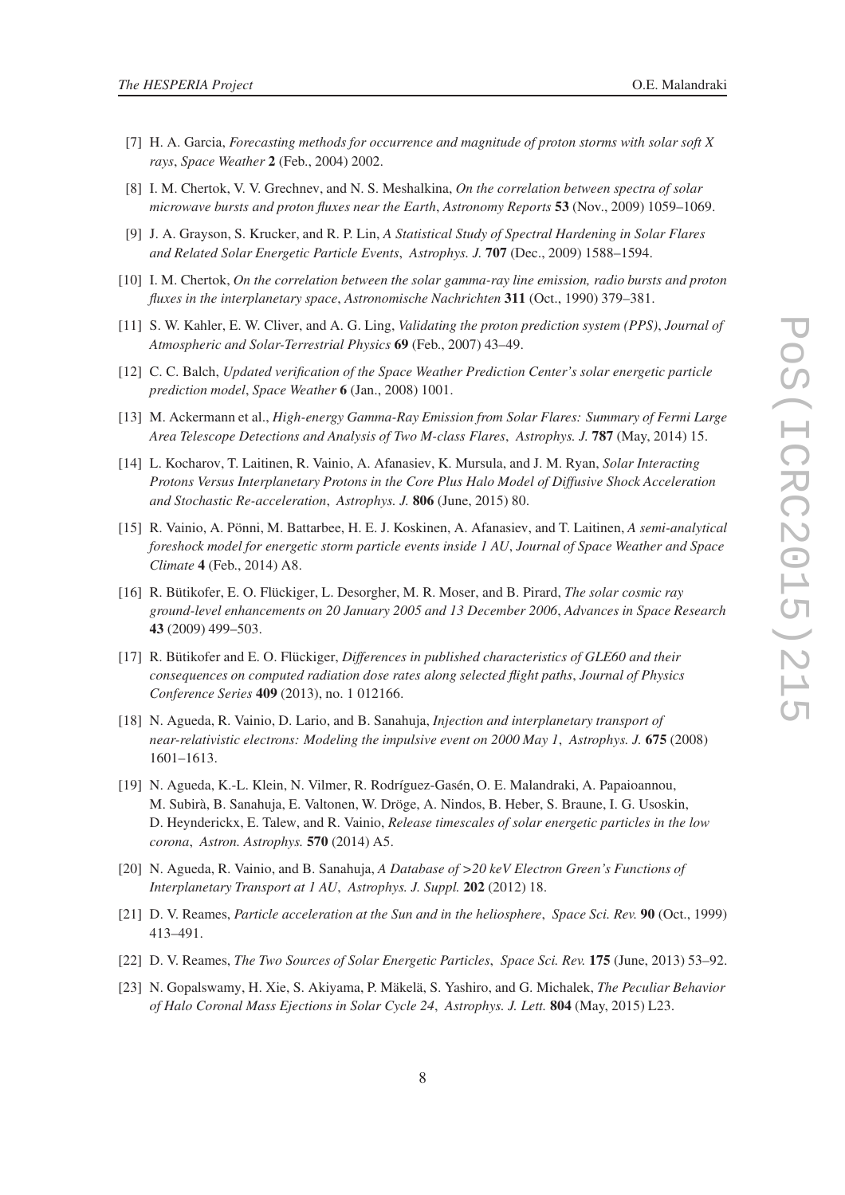[7] H. A. Garcia, *Forecasting methods for occurrence and magnitude of proton storms with solar soft X rays*, *Space Weather* **2** (Feb., 2004) 2002.

[8] I. M. Chertok, V. V. Grechnev, and N. S. Meshalkina, *On the correlation between spectra of solar microwave bursts and proton fluxes near the Earth*, *Astronomy Reports* **53** (Nov., 2009) 1059–1069.

[9] J. A. Grayson, S. Krucker, and R. P. Lin, *A Statistical Study of Spectral Hardening in Solar Flares and Related Solar Energetic Particle Events*, *Astrophys. J.* **707** (Dec., 2009) 1588–1594.

[10] I. M. Chertok, *On the correlation between the solar gamma-ray line emission, radio bursts and proton fluxes in the interplanetary space*, *Astronomische Nachrichten* **311** (Oct., 1990) 379–381.

[11] S. W. Kahler, E. W. Cliver, and A. G. Ling, *Validating the proton prediction system (PPS)*, *Journal of Atmospheric and Solar-Terrestrial Physics* **69** (Feb., 2007) 43–49.

[12] C. C. Balch, *Updated verification of the Space Weather Prediction Center's solar energetic particle prediction model*, *Space Weather* **6** (Jan., 2008) 1001.

[13] M. Ackermann et al., *High-energy Gamma-Ray Emission from Solar Flares: Summary of Fermi Large Area Telescope Detections and Analysis of Two M-class Flares*, *Astrophys. J.* **787** (May, 2014) 15.

[14] L. Kocharov, T. Laitinen, R. Vainio, A. Afanasiev, K. Mursula, and J. M. Ryan, *Solar Interacting Protons Versus Interplanetary Protons in the Core Plus Halo Model of Diffusive Shock Acceleration and Stochastic Re-acceleration*, *Astrophys. J.* **806** (June, 2015) 80.

[15] R. Vainio, A. Pönni, M. Battarbee, H. E. J. Koskinen, A. Afanasiev, and T. Laitinen, *A semi-analytical foreshock model for energetic storm particle events inside 1 AU*, *Journal of Space Weather and Space Climate* **4** (Feb., 2014) A8.

[16] R. Bütikofer, E. O. Flückiger, L. Desorgher, M. R. Moser, and B. Pirard, *The solar cosmic ray ground-level enhancements on 20 January 2005 and 13 December 2006*, *Advances in Space Research* **43** (2009) 499–503.

[17] R. Bütikofer and E. O. Flückiger, *Differences in published characteristics of GLE60 and their consequences on computed radiation dose rates along selected flight paths*, *Journal of Physics Conference Series* **409** (2013), no. 1 012166.

[18] N. Agueda, R. Vainio, D. Lario, and B. Sanahuja, *Injection and interplanetary transport of near-relativistic electrons: Modeling the impulsive event on 2000 May 1*, *Astrophys. J.* **675** (2008) 1601–1613.

[19] N. Agueda, K.-L. Klein, N. Vilmer, R. Rodríguez-Gasén, O. E. Malandraki, A. Papaioannou, M. Subirà, B. Sanahuja, E. Valtonen, W. Dröge, A. Nindos, B. Heber, S. Braune, I. G. Usoskin, D. Heynderickx, E. Talew, and R. Vainio, *Release timescales of solar energetic particles in the low corona*, *Astron. Astrophys.* **570** (2014) A5.

[20] N. Agueda, R. Vainio, and B. Sanahuja, *A Database of >20 keV Electron Green's Functions of Interplanetary Transport at 1 AU*, *Astrophys. J. Suppl.* **202** (2012) 18.

[21] D. V. Reames, *Particle acceleration at the Sun and in the heliosphere*, *Space Sci. Rev.* **90** (Oct., 1999) 413–491.

[22] D. V. Reames, *The Two Sources of Solar Energetic Particles*, *Space Sci. Rev.* **175** (June, 2013) 53–92.

[23] N. Gopalswamy, H. Xie, S. Akiyama, P. Mäkelä, S. Yashiro, and G. Michalek, *The Peculiar Behavior of Halo Coronal Mass Ejections in Solar Cycle 24*, *Astrophys. J. Lett.* **804** (May, 2015) L23.